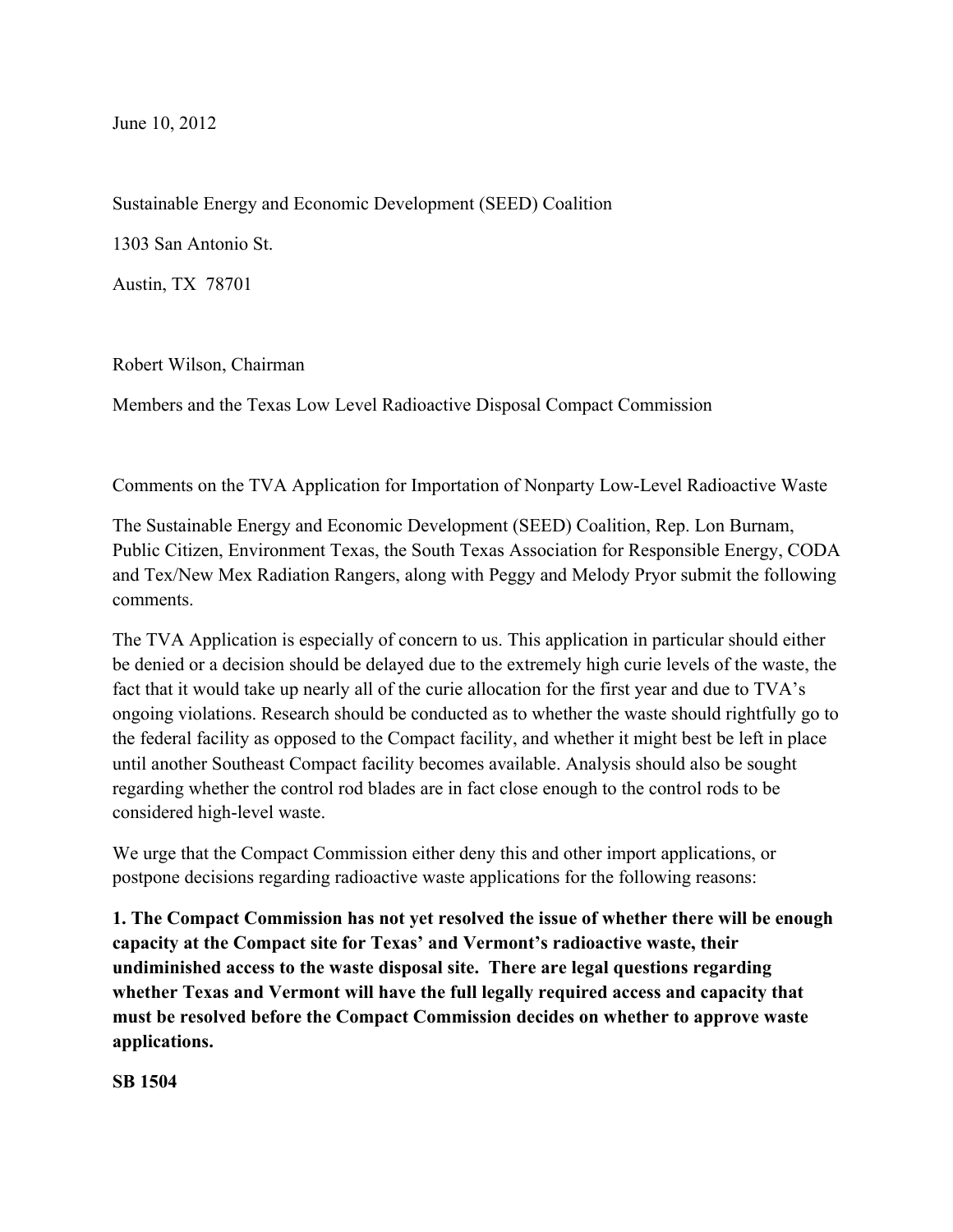June 10, 2012

Sustainable Energy and Economic Development (SEED) Coalition

1303 San Antonio St.

Austin, TX 78701

Robert Wilson, Chairman

Members and the Texas Low Level Radioactive Disposal Compact Commission

Comments on the TVA Application for Importation of Nonparty Low-Level Radioactive Waste

The Sustainable Energy and Economic Development (SEED) Coalition, Rep. Lon Burnam, Public Citizen, Environment Texas, the South Texas Association for Responsible Energy, CODA and Tex/New Mex Radiation Rangers, along with Peggy and Melody Pryor submit the following comments.

The TVA Application is especially of concern to us. This application in particular should either be denied or a decision should be delayed due to the extremely high curie levels of the waste, the fact that it would take up nearly all of the curie allocation for the first year and due to TVA's ongoing violations. Research should be conducted as to whether the waste should rightfully go to the federal facility as opposed to the Compact facility, and whether it might best be left in place until another Southeast Compact facility becomes available. Analysis should also be sought regarding whether the control rod blades are in fact close enough to the control rods to be considered high-level waste.

We urge that the Compact Commission either deny this and other import applications, or postpone decisions regarding radioactive waste applications for the following reasons:

**1. The Compact Commission has not yet resolved the issue of whether there will be enough capacity at the Compact site for Texas' and Vermont's radioactive waste, their undiminished access to the waste disposal site. There are legal questions regarding whether Texas and Vermont will have the full legally required access and capacity that must be resolved before the Compact Commission decides on whether to approve waste applications.**

**SB 1504**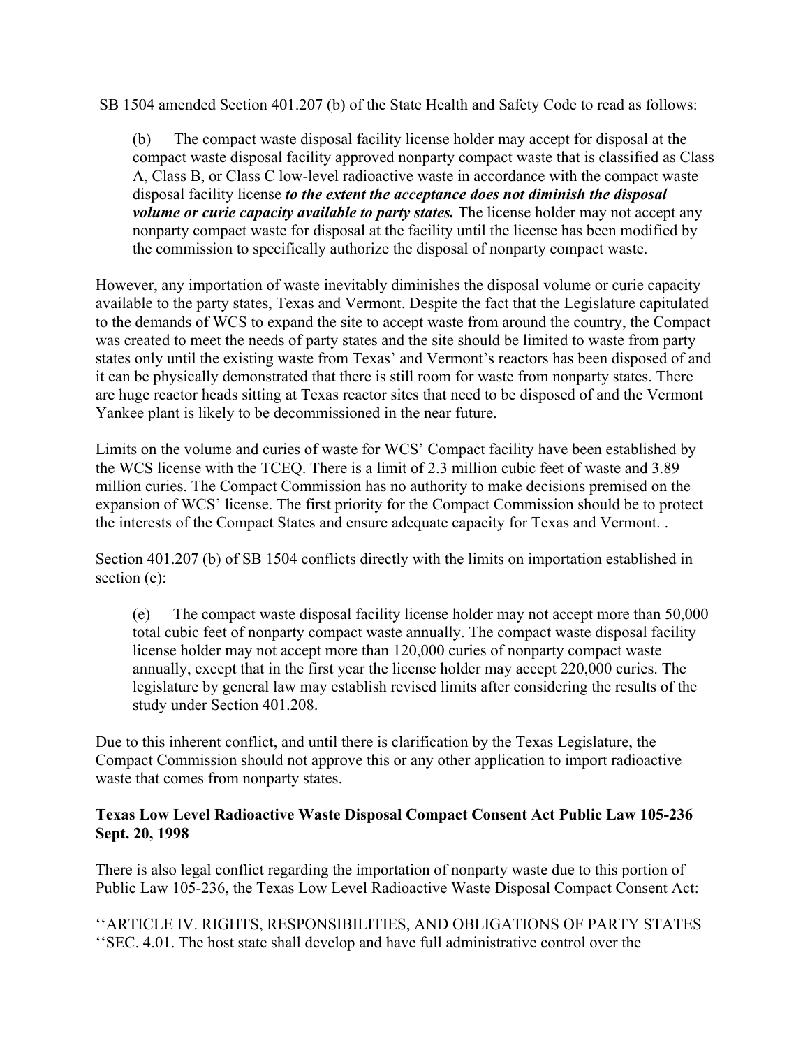SB 1504 amended Section 401.207 (b) of the State Health and Safety Code to read as follows:

> (b) The compact waste disposal facility license holder may accept for disposal at the compact waste disposal facility approved nonparty compact waste that is classified as Class A, Class B, or Class C low-level radioactive waste in accordance with the compact waste disposal facility license ***to the extent the acceptance does not diminish the disposal volume or curie capacity available to party states.*** The license holder may not accept any nonparty compact waste for disposal at the facility until the license has been modified by the commission to specifically authorize the disposal of nonparty compact waste.

However, any importation of waste inevitably diminishes the disposal volume or curie capacity available to the party states, Texas and Vermont. Despite the fact that the Legislature capitulated to the demands of WCS to expand the site to accept waste from around the country, the Compact was created to meet the needs of party states and the site should be limited to waste from party states only until the existing waste from Texas' and Vermont's reactors has been disposed of and it can be physically demonstrated that there is still room for waste from nonparty states. There are huge reactor heads sitting at Texas reactor sites that need to be disposed of and the Vermont Yankee plant is likely to be decommissioned in the near future.

Limits on the volume and curies of waste for WCS' Compact facility have been established by the WCS license with the TCEQ. There is a limit of 2.3 million cubic feet of waste and 3.89 million curies. The Compact Commission has no authority to make decisions premised on the expansion of WCS' license. The first priority for the Compact Commission should be to protect the interests of the Compact States and ensure adequate capacity for Texas and Vermont. .

Section 401.207 (b) of SB 1504 conflicts directly with the limits on importation established in section (e):

> (e) The compact waste disposal facility license holder may not accept more than 50,000 total cubic feet of nonparty compact waste annually. The compact waste disposal facility license holder may not accept more than 120,000 curies of nonparty compact waste annually, except that in the first year the license holder may accept 220,000 curies. The legislature by general law may establish revised limits after considering the results of the study under Section 401.208.

Due to this inherent conflict, and until there is clarification by the Texas Legislature, the Compact Commission should not approve this or any other application to import radioactive waste that comes from nonparty states.

**Texas Low Level Radioactive Waste Disposal Compact Consent Act Public Law 105-236 Sept. 20, 1998**

There is also legal conflict regarding the importation of nonparty waste due to this portion of Public Law 105-236, the Texas Low Level Radioactive Waste Disposal Compact Consent Act:

''ARTICLE IV. RIGHTS, RESPONSIBILITIES, AND OBLIGATIONS OF PARTY STATES
''SEC. 4.01. The host state shall develop and have full administrative control over the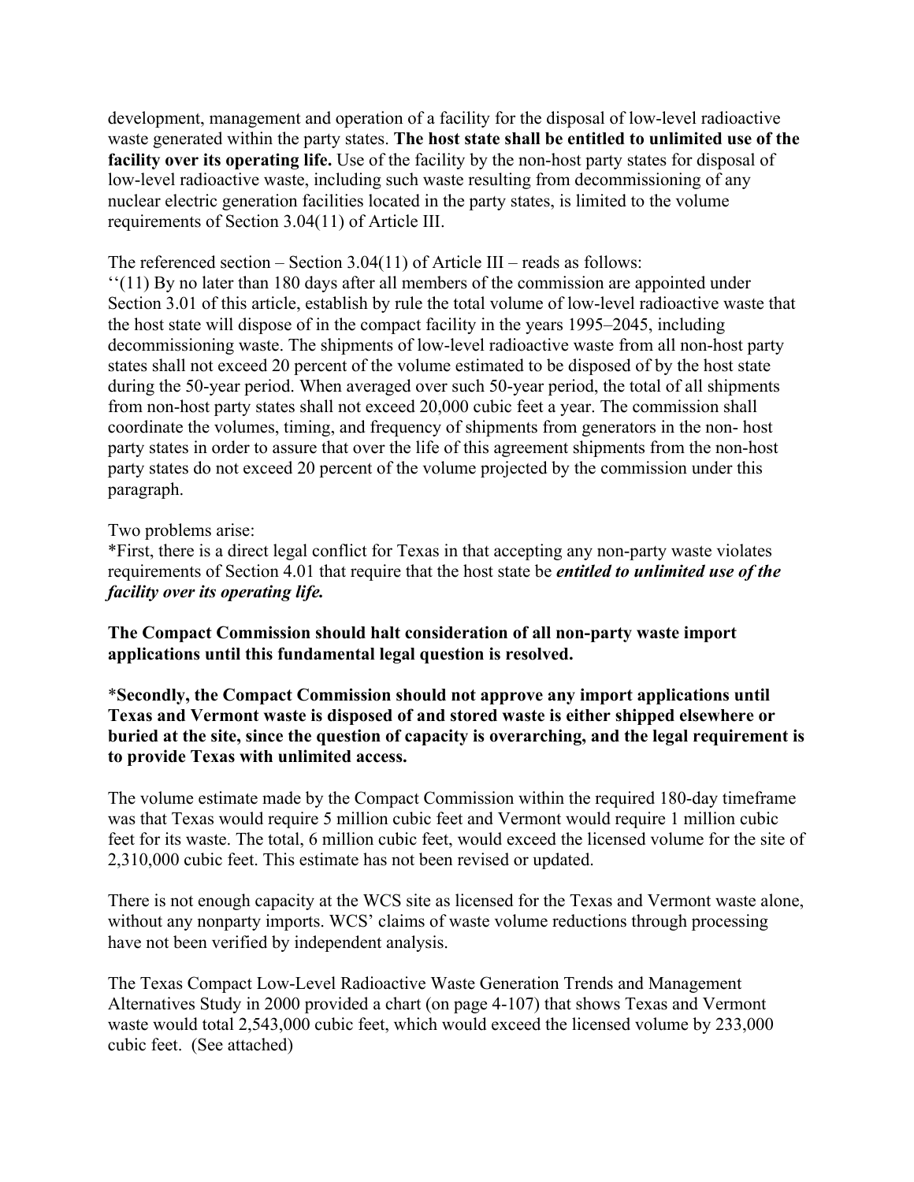development, management and operation of a facility for the disposal of low-level radioactive waste generated within the party states. **The host state shall be entitled to unlimited use of the facility over its operating life.** Use of the facility by the non-host party states for disposal of low-level radioactive waste, including such waste resulting from decommissioning of any nuclear electric generation facilities located in the party states, is limited to the volume requirements of Section 3.04(11) of Article III.

The referenced section – Section 3.04(11) of Article III – reads as follows:
''(11) By no later than 180 days after all members of the commission are appointed under Section 3.01 of this article, establish by rule the total volume of low-level radioactive waste that the host state will dispose of in the compact facility in the years 1995–2045, including decommissioning waste. The shipments of low-level radioactive waste from all non-host party states shall not exceed 20 percent of the volume estimated to be disposed of by the host state during the 50-year period. When averaged over such 50-year period, the total of all shipments from non-host party states shall not exceed 20,000 cubic feet a year. The commission shall coordinate the volumes, timing, and frequency of shipments from generators in the non- host party states in order to assure that over the life of this agreement shipments from the non-host party states do not exceed 20 percent of the volume projected by the commission under this paragraph.

Two problems arise:
*First, there is a direct legal conflict for Texas in that accepting any non-party waste violates requirements of Section 4.01 that require that the host state be ***entitled to unlimited use of the facility over its operating life.***

**The Compact Commission should halt consideration of all non-party waste import applications until this fundamental legal question is resolved.**

***Secondly, the Compact Commission should not approve any import applications until Texas and Vermont waste is disposed of and stored waste is either shipped elsewhere or buried at the site, since the question of capacity is overarching, and the legal requirement is to provide Texas with unlimited access.**

The volume estimate made by the Compact Commission within the required 180-day timeframe was that Texas would require 5 million cubic feet and Vermont would require 1 million cubic feet for its waste. The total, 6 million cubic feet, would exceed the licensed volume for the site of 2,310,000 cubic feet. This estimate has not been revised or updated.

There is not enough capacity at the WCS site as licensed for the Texas and Vermont waste alone, without any nonparty imports. WCS' claims of waste volume reductions through processing have not been verified by independent analysis.

The Texas Compact Low-Level Radioactive Waste Generation Trends and Management Alternatives Study in 2000 provided a chart (on page 4-107) that shows Texas and Vermont waste would total 2,543,000 cubic feet, which would exceed the licensed volume by 233,000 cubic feet. (See attached)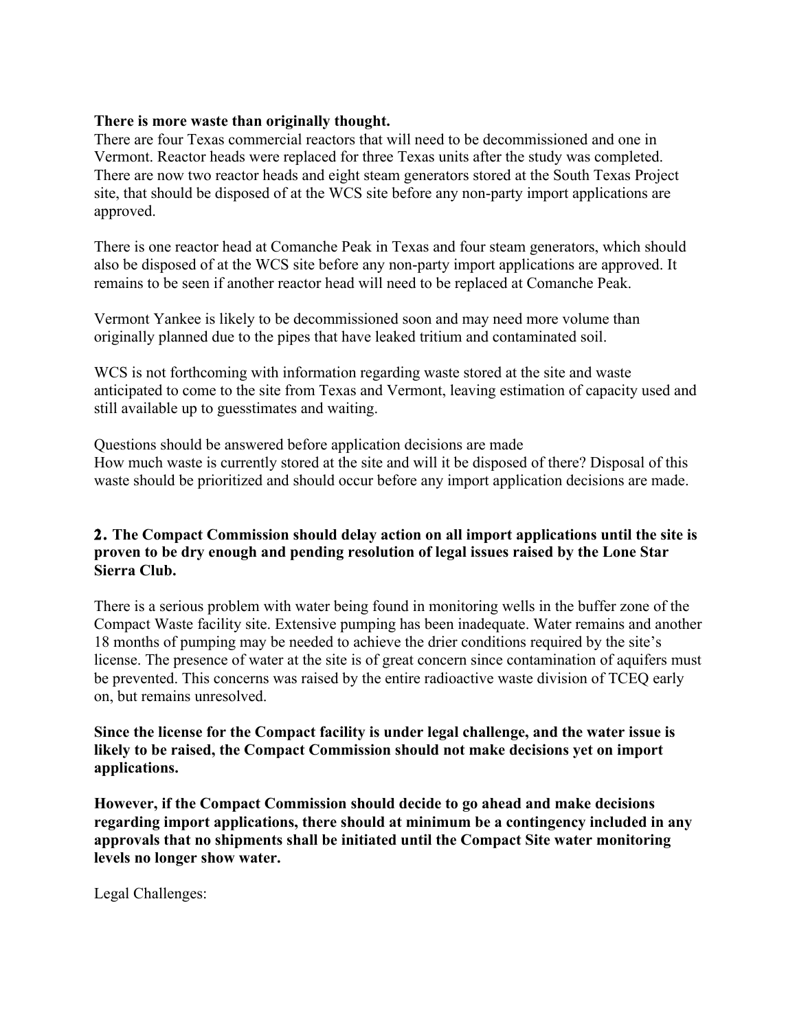**There is more waste than originally thought.**
There are four Texas commercial reactors that will need to be decommissioned and one in Vermont. Reactor heads were replaced for three Texas units after the study was completed. There are now two reactor heads and eight steam generators stored at the South Texas Project site, that should be disposed of at the WCS site before any non-party import applications are approved.

There is one reactor head at Comanche Peak in Texas and four steam generators, which should also be disposed of at the WCS site before any non-party import applications are approved. It remains to be seen if another reactor head will need to be replaced at Comanche Peak.

Vermont Yankee is likely to be decommissioned soon and may need more volume than originally planned due to the pipes that have leaked tritium and contaminated soil.

WCS is not forthcoming with information regarding waste stored at the site and waste anticipated to come to the site from Texas and Vermont, leaving estimation of capacity used and still available up to guesstimates and waiting.

Questions should be answered before application decisions are made
How much waste is currently stored at the site and will it be disposed of there? Disposal of this waste should be prioritized and should occur before any import application decisions are made.

**2. The Compact Commission should delay action on all import applications until the site is proven to be dry enough and pending resolution of legal issues raised by the Lone Star Sierra Club.**

There is a serious problem with water being found in monitoring wells in the buffer zone of the Compact Waste facility site. Extensive pumping has been inadequate. Water remains and another 18 months of pumping may be needed to achieve the drier conditions required by the site's license. The presence of water at the site is of great concern since contamination of aquifers must be prevented. This concerns was raised by the entire radioactive waste division of TCEQ early on, but remains unresolved.

**Since the license for the Compact facility is under legal challenge, and the water issue is likely to be raised, the Compact Commission should not make decisions yet on import applications.**

**However, if the Compact Commission should decide to go ahead and make decisions regarding import applications, there should at minimum be a contingency included in any approvals that no shipments shall be initiated until the Compact Site water monitoring levels no longer show water.**

Legal Challenges: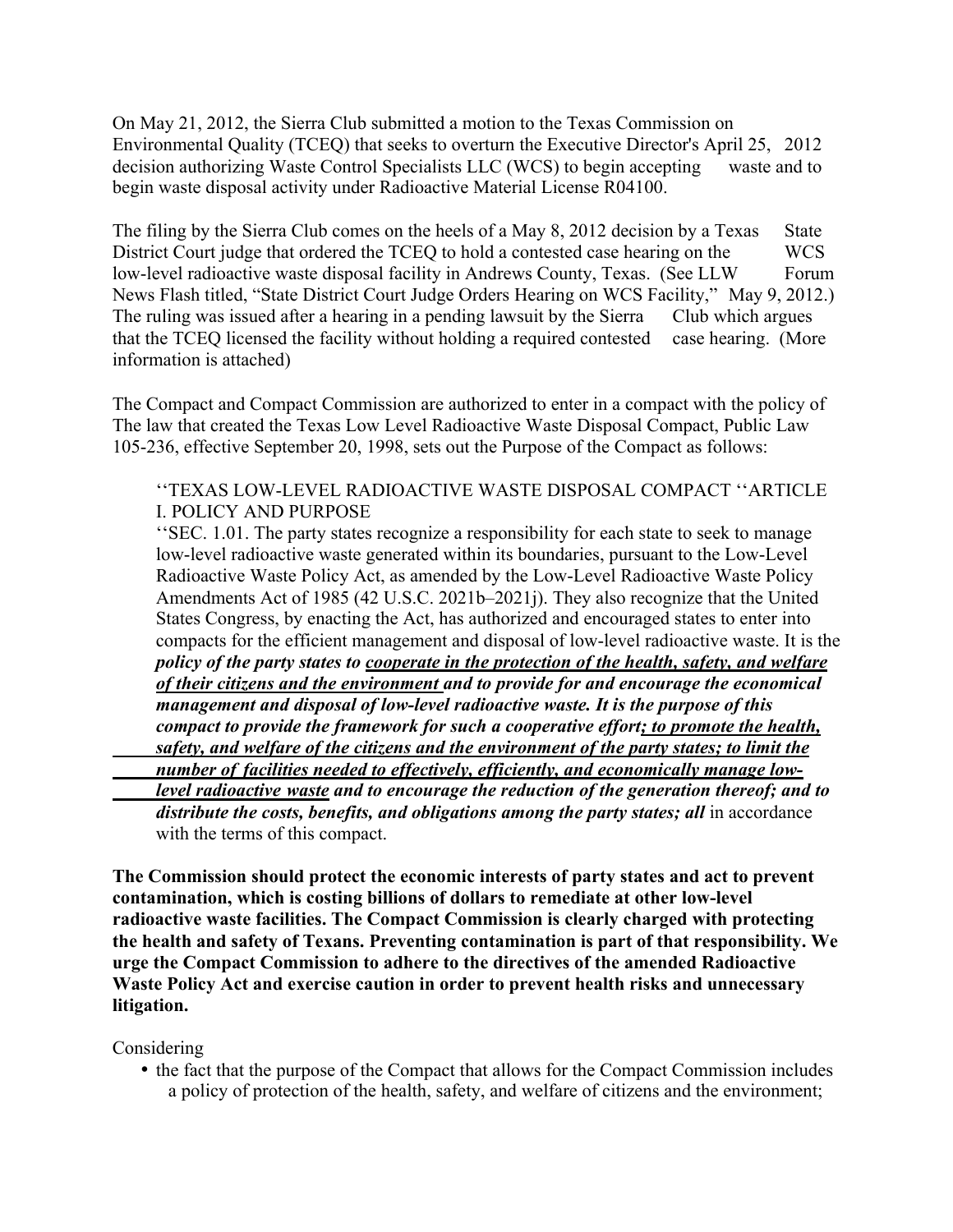On May 21, 2012, the Sierra Club submitted a motion to the Texas Commission on Environmental Quality (TCEQ) that seeks to overturn the Executive Director's April 25, 2012 decision authorizing Waste Control Specialists LLC (WCS) to begin accepting waste and to begin waste disposal activity under Radioactive Material License R04100.

The filing by the Sierra Club comes on the heels of a May 8, 2012 decision by a Texas State District Court judge that ordered the TCEQ to hold a contested case hearing on the WCS low-level radioactive waste disposal facility in Andrews County, Texas. (See LLW Forum News Flash titled, "State District Court Judge Orders Hearing on WCS Facility," May 9, 2012.) The ruling was issued after a hearing in a pending lawsuit by the Sierra Club which argues that the TCEQ licensed the facility without holding a required contested case hearing. (More information is attached)

The Compact and Compact Commission are authorized to enter in a compact with the policy of The law that created the Texas Low Level Radioactive Waste Disposal Compact, Public Law 105-236, effective September 20, 1998, sets out the Purpose of the Compact as follows:

> ''TEXAS LOW-LEVEL RADIOACTIVE WASTE DISPOSAL COMPACT ''ARTICLE I. POLICY AND PURPOSE
>
> ''SEC. 1.01. The party states recognize a responsibility for each state to seek to manage low-level radioactive waste generated within its boundaries, pursuant to the Low-Level Radioactive Waste Policy Act, as amended by the Low-Level Radioactive Waste Policy Amendments Act of 1985 (42 U.S.C. 2021b–2021j). They also recognize that the United States Congress, by enacting the Act, has authorized and encouraged states to enter into compacts for the efficient management and disposal of low-level radioactive waste. It is the ***policy of the party states to <u>cooperate in the protection of the health, safety, and welfare of their citizens and the environment</u> and to provide for and encourage the economical management and disposal of low-level radioactive waste. It is the purpose of this compact to provide the framework for such a cooperative effort<u>; to promote the health, safety, and welfare of the citizens and the environment of the party states; to limit the number of facilities needed to effectively, efficiently, and economically manage low-level radioactive waste</u> and to encourage the reduction of the generation thereof; and to distribute the costs, benefits, and obligations among the party states; all*** in accordance with the terms of this compact.

**The Commission should protect the economic interests of party states and act to prevent contamination, which is costing billions of dollars to remediate at other low-level radioactive waste facilities. The Compact Commission is clearly charged with protecting the health and safety of Texans. Preventing contamination is part of that responsibility. We urge the Compact Commission to adhere to the directives of the amended Radioactive Waste Policy Act and exercise caution in order to prevent health risks and unnecessary litigation.**

Considering

- the fact that the purpose of the Compact that allows for the Compact Commission includes a policy of protection of the health, safety, and welfare of citizens and the environment;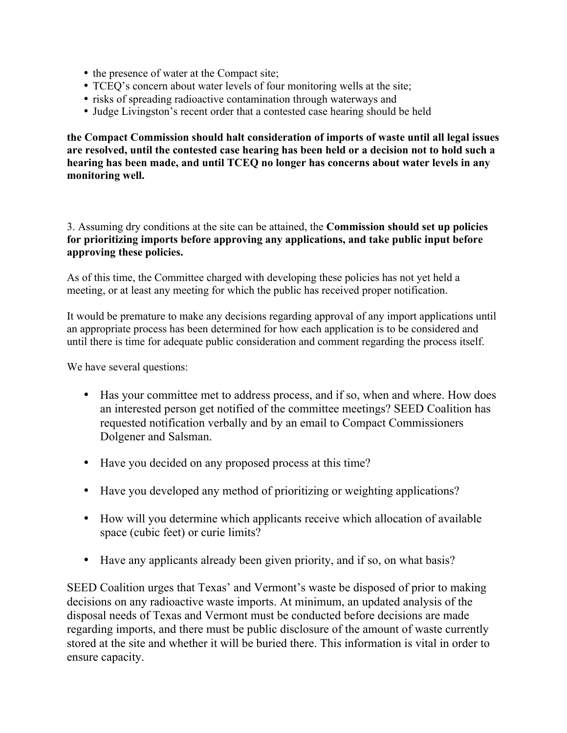- the presence of water at the Compact site;
- TCEQ's concern about water levels of four monitoring wells at the site;
- risks of spreading radioactive contamination through waterways and
- Judge Livingston's recent order that a contested case hearing should be held

**the Compact Commission should halt consideration of imports of waste until all legal issues are resolved, until the contested case hearing has been held or a decision not to hold such a hearing has been made, and until TCEQ no longer has concerns about water levels in any monitoring well.**

3. Assuming dry conditions at the site can be attained, the **Commission should set up policies for prioritizing imports before approving any applications, and take public input before approving these policies.**

As of this time, the Committee charged with developing these policies has not yet held a meeting, or at least any meeting for which the public has received proper notification.

It would be premature to make any decisions regarding approval of any import applications until an appropriate process has been determined for how each application is to be considered and until there is time for adequate public consideration and comment regarding the process itself.

We have several questions:

- Has your committee met to address process, and if so, when and where. How does an interested person get notified of the committee meetings? SEED Coalition has requested notification verbally and by an email to Compact Commissioners Dolgener and Salsman.
- Have you decided on any proposed process at this time?
- Have you developed any method of prioritizing or weighting applications?
- How will you determine which applicants receive which allocation of available space (cubic feet) or curie limits?
- Have any applicants already been given priority, and if so, on what basis?

SEED Coalition urges that Texas' and Vermont's waste be disposed of prior to making decisions on any radioactive waste imports. At minimum, an updated analysis of the disposal needs of Texas and Vermont must be conducted before decisions are made regarding imports, and there must be public disclosure of the amount of waste currently stored at the site and whether it will be buried there. This information is vital in order to ensure capacity.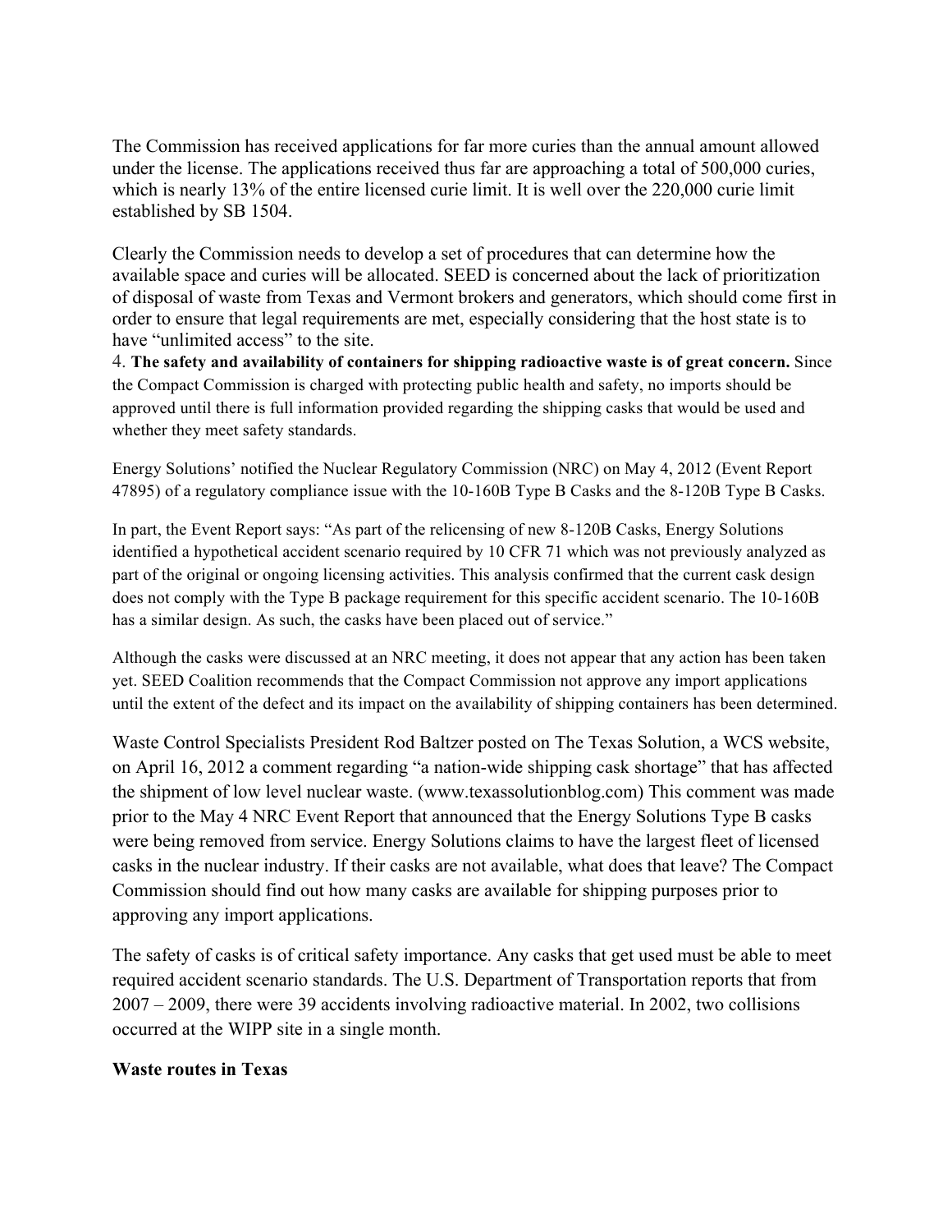The Commission has received applications for far more curies than the annual amount allowed under the license. The applications received thus far are approaching a total of 500,000 curies, which is nearly 13% of the entire licensed curie limit. It is well over the 220,000 curie limit established by SB 1504.

Clearly the Commission needs to develop a set of procedures that can determine how the available space and curies will be allocated. SEED is concerned about the lack of prioritization of disposal of waste from Texas and Vermont brokers and generators, which should come first in order to ensure that legal requirements are met, especially considering that the host state is to have "unlimited access" to the site.

4. **The safety and availability of containers for shipping radioactive waste is of great concern.** Since the Compact Commission is charged with protecting public health and safety, no imports should be approved until there is full information provided regarding the shipping casks that would be used and whether they meet safety standards.

Energy Solutions' notified the Nuclear Regulatory Commission (NRC) on May 4, 2012 (Event Report 47895) of a regulatory compliance issue with the 10-160B Type B Casks and the 8-120B Type B Casks.

In part, the Event Report says: "As part of the relicensing of new 8-120B Casks, Energy Solutions identified a hypothetical accident scenario required by 10 CFR 71 which was not previously analyzed as part of the original or ongoing licensing activities. This analysis confirmed that the current cask design does not comply with the Type B package requirement for this specific accident scenario. The 10-160B has a similar design. As such, the casks have been placed out of service."

Although the casks were discussed at an NRC meeting, it does not appear that any action has been taken yet. SEED Coalition recommends that the Compact Commission not approve any import applications until the extent of the defect and its impact on the availability of shipping containers has been determined.

Waste Control Specialists President Rod Baltzer posted on The Texas Solution, a WCS website, on April 16, 2012 a comment regarding "a nation-wide shipping cask shortage" that has affected the shipment of low level nuclear waste. (www.texassolutionblog.com) This comment was made prior to the May 4 NRC Event Report that announced that the Energy Solutions Type B casks were being removed from service. Energy Solutions claims to have the largest fleet of licensed casks in the nuclear industry. If their casks are not available, what does that leave? The Compact Commission should find out how many casks are available for shipping purposes prior to approving any import applications.

The safety of casks is of critical safety importance. Any casks that get used must be able to meet required accident scenario standards. The U.S. Department of Transportation reports that from 2007 – 2009, there were 39 accidents involving radioactive material. In 2002, two collisions occurred at the WIPP site in a single month.

**Waste routes in Texas**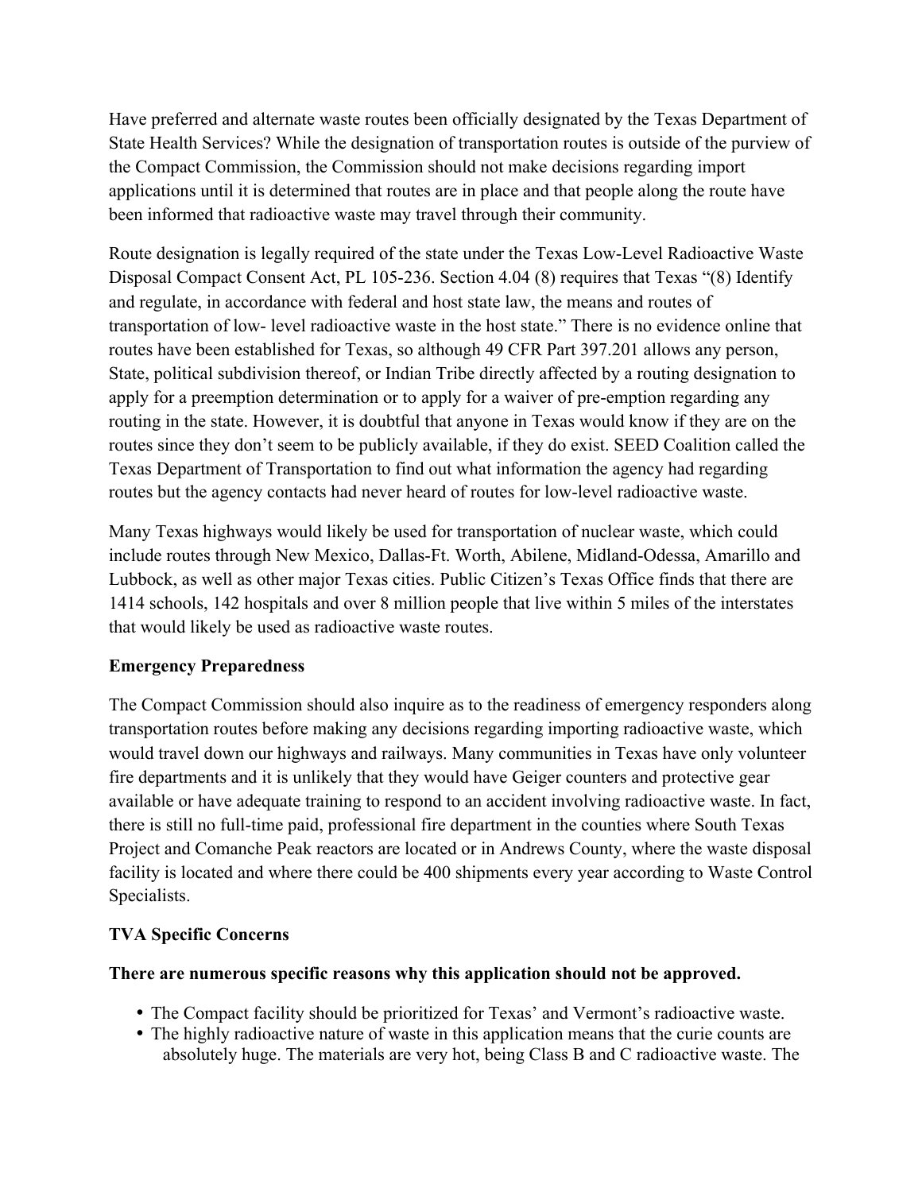Have preferred and alternate waste routes been officially designated by the Texas Department of State Health Services? While the designation of transportation routes is outside of the purview of the Compact Commission, the Commission should not make decisions regarding import applications until it is determined that routes are in place and that people along the route have been informed that radioactive waste may travel through their community.

Route designation is legally required of the state under the Texas Low-Level Radioactive Waste Disposal Compact Consent Act, PL 105-236. Section 4.04 (8) requires that Texas "(8) Identify and regulate, in accordance with federal and host state law, the means and routes of transportation of low- level radioactive waste in the host state." There is no evidence online that routes have been established for Texas, so although 49 CFR Part 397.201 allows any person, State, political subdivision thereof, or Indian Tribe directly affected by a routing designation to apply for a preemption determination or to apply for a waiver of pre-emption regarding any routing in the state. However, it is doubtful that anyone in Texas would know if they are on the routes since they don't seem to be publicly available, if they do exist. SEED Coalition called the Texas Department of Transportation to find out what information the agency had regarding routes but the agency contacts had never heard of routes for low-level radioactive waste.

Many Texas highways would likely be used for transportation of nuclear waste, which could include routes through New Mexico, Dallas-Ft. Worth, Abilene, Midland-Odessa, Amarillo and Lubbock, as well as other major Texas cities. Public Citizen's Texas Office finds that there are 1414 schools, 142 hospitals and over 8 million people that live within 5 miles of the interstates that would likely be used as radioactive waste routes.

**Emergency Preparedness**

The Compact Commission should also inquire as to the readiness of emergency responders along transportation routes before making any decisions regarding importing radioactive waste, which would travel down our highways and railways. Many communities in Texas have only volunteer fire departments and it is unlikely that they would have Geiger counters and protective gear available or have adequate training to respond to an accident involving radioactive waste. In fact, there is still no full-time paid, professional fire department in the counties where South Texas Project and Comanche Peak reactors are located or in Andrews County, where the waste disposal facility is located and where there could be 400 shipments every year according to Waste Control Specialists.

**TVA Specific Concerns**

**There are numerous specific reasons why this application should not be approved.**

- The Compact facility should be prioritized for Texas' and Vermont's radioactive waste.
- The highly radioactive nature of waste in this application means that the curie counts are absolutely huge. The materials are very hot, being Class B and C radioactive waste. The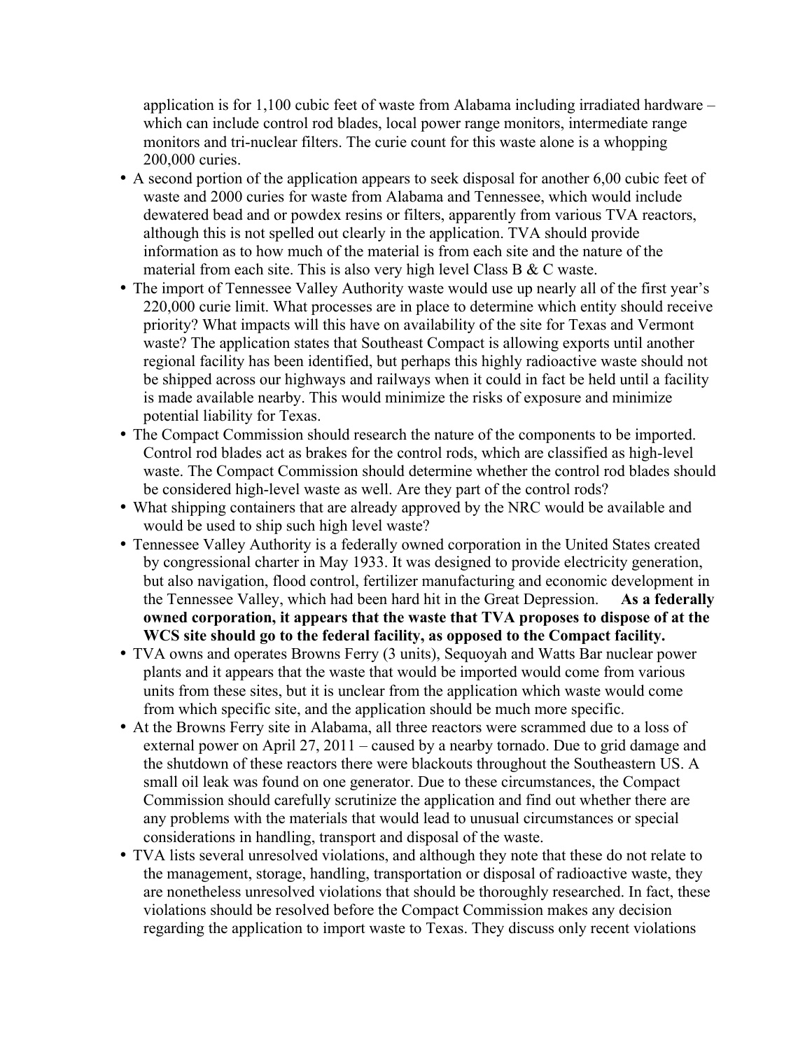application is for 1,100 cubic feet of waste from Alabama including irradiated hardware – which can include control rod blades, local power range monitors, intermediate range monitors and tri-nuclear filters. The curie count for this waste alone is a whopping 200,000 curies.

- A second portion of the application appears to seek disposal for another 6,00 cubic feet of waste and 2000 curies for waste from Alabama and Tennessee, which would include dewatered bead and or powdex resins or filters, apparently from various TVA reactors, although this is not spelled out clearly in the application. TVA should provide information as to how much of the material is from each site and the nature of the material from each site. This is also very high level Class B & C waste.
- The import of Tennessee Valley Authority waste would use up nearly all of the first year's 220,000 curie limit. What processes are in place to determine which entity should receive priority? What impacts will this have on availability of the site for Texas and Vermont waste? The application states that Southeast Compact is allowing exports until another regional facility has been identified, but perhaps this highly radioactive waste should not be shipped across our highways and railways when it could in fact be held until a facility is made available nearby. This would minimize the risks of exposure and minimize potential liability for Texas.
- The Compact Commission should research the nature of the components to be imported. Control rod blades act as brakes for the control rods, which are classified as high-level waste. The Compact Commission should determine whether the control rod blades should be considered high-level waste as well. Are they part of the control rods?
- What shipping containers that are already approved by the NRC would be available and would be used to ship such high level waste?
- Tennessee Valley Authority is a federally owned corporation in the United States created by congressional charter in May 1933. It was designed to provide electricity generation, but also navigation, flood control, fertilizer manufacturing and economic development in the Tennessee Valley, which had been hard hit in the Great Depression. **As a federally owned corporation, it appears that the waste that TVA proposes to dispose of at the WCS site should go to the federal facility, as opposed to the Compact facility.**
- TVA owns and operates Browns Ferry (3 units), Sequoyah and Watts Bar nuclear power plants and it appears that the waste that would be imported would come from various units from these sites, but it is unclear from the application which waste would come from which specific site, and the application should be much more specific.
- At the Browns Ferry site in Alabama, all three reactors were scrammed due to a loss of external power on April 27, 2011 – caused by a nearby tornado. Due to grid damage and the shutdown of these reactors there were blackouts throughout the Southeastern US. A small oil leak was found on one generator. Due to these circumstances, the Compact Commission should carefully scrutinize the application and find out whether there are any problems with the materials that would lead to unusual circumstances or special considerations in handling, transport and disposal of the waste.
- TVA lists several unresolved violations, and although they note that these do not relate to the management, storage, handling, transportation or disposal of radioactive waste, they are nonetheless unresolved violations that should be thoroughly researched. In fact, these violations should be resolved before the Compact Commission makes any decision regarding the application to import waste to Texas. They discuss only recent violations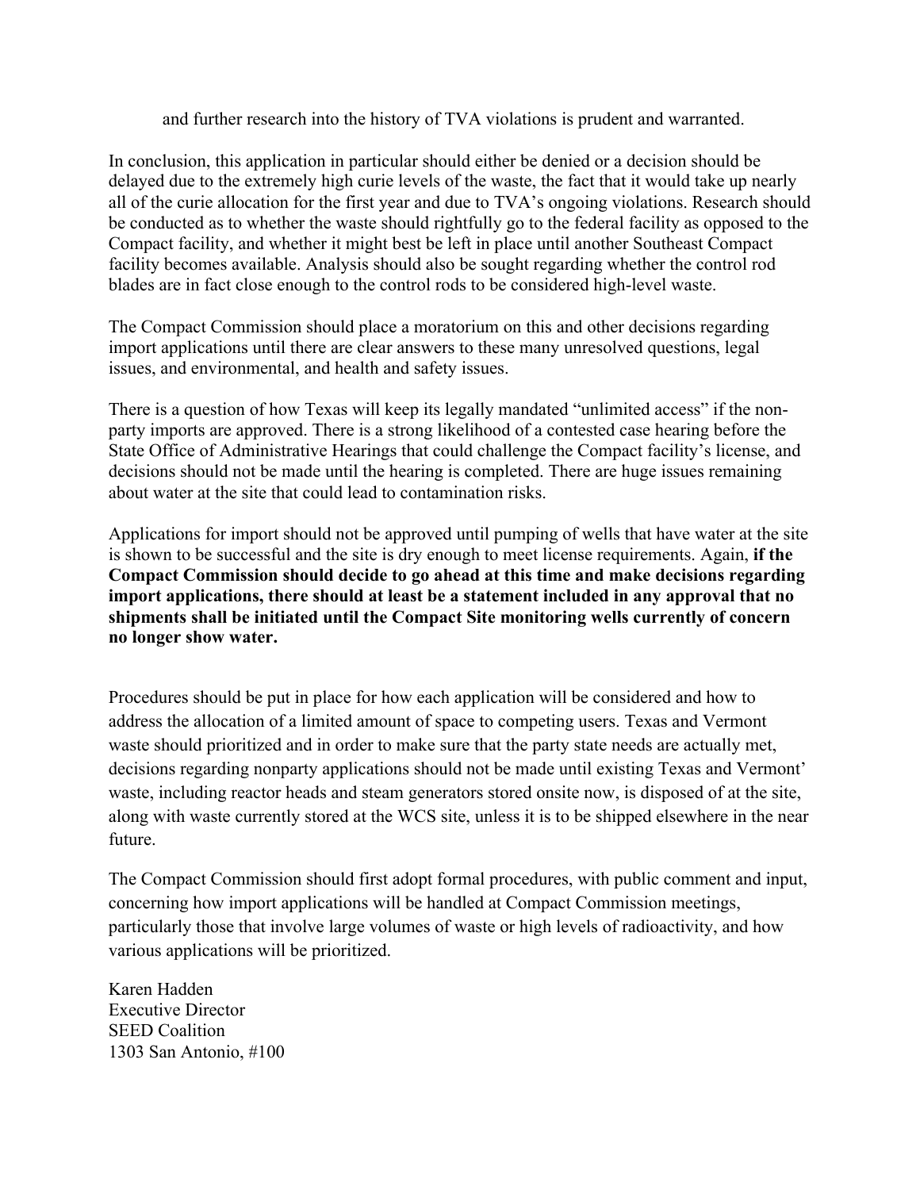and further research into the history of TVA violations is prudent and warranted.

In conclusion, this application in particular should either be denied or a decision should be delayed due to the extremely high curie levels of the waste, the fact that it would take up nearly all of the curie allocation for the first year and due to TVA's ongoing violations. Research should be conducted as to whether the waste should rightfully go to the federal facility as opposed to the Compact facility, and whether it might best be left in place until another Southeast Compact facility becomes available. Analysis should also be sought regarding whether the control rod blades are in fact close enough to the control rods to be considered high-level waste.

The Compact Commission should place a moratorium on this and other decisions regarding import applications until there are clear answers to these many unresolved questions, legal issues, and environmental, and health and safety issues.

There is a question of how Texas will keep its legally mandated "unlimited access" if the non-party imports are approved. There is a strong likelihood of a contested case hearing before the State Office of Administrative Hearings that could challenge the Compact facility's license, and decisions should not be made until the hearing is completed. There are huge issues remaining about water at the site that could lead to contamination risks.

Applications for import should not be approved until pumping of wells that have water at the site is shown to be successful and the site is dry enough to meet license requirements. Again, **if the Compact Commission should decide to go ahead at this time and make decisions regarding import applications, there should at least be a statement included in any approval that no shipments shall be initiated until the Compact Site monitoring wells currently of concern no longer show water.**

Procedures should be put in place for how each application will be considered and how to address the allocation of a limited amount of space to competing users. Texas and Vermont waste should prioritized and in order to make sure that the party state needs are actually met, decisions regarding nonparty applications should not be made until existing Texas and Vermont' waste, including reactor heads and steam generators stored onsite now, is disposed of at the site, along with waste currently stored at the WCS site, unless it is to be shipped elsewhere in the near future.

The Compact Commission should first adopt formal procedures, with public comment and input, concerning how import applications will be handled at Compact Commission meetings, particularly those that involve large volumes of waste or high levels of radioactivity, and how various applications will be prioritized.

Karen Hadden
Executive Director
SEED Coalition
1303 San Antonio, #100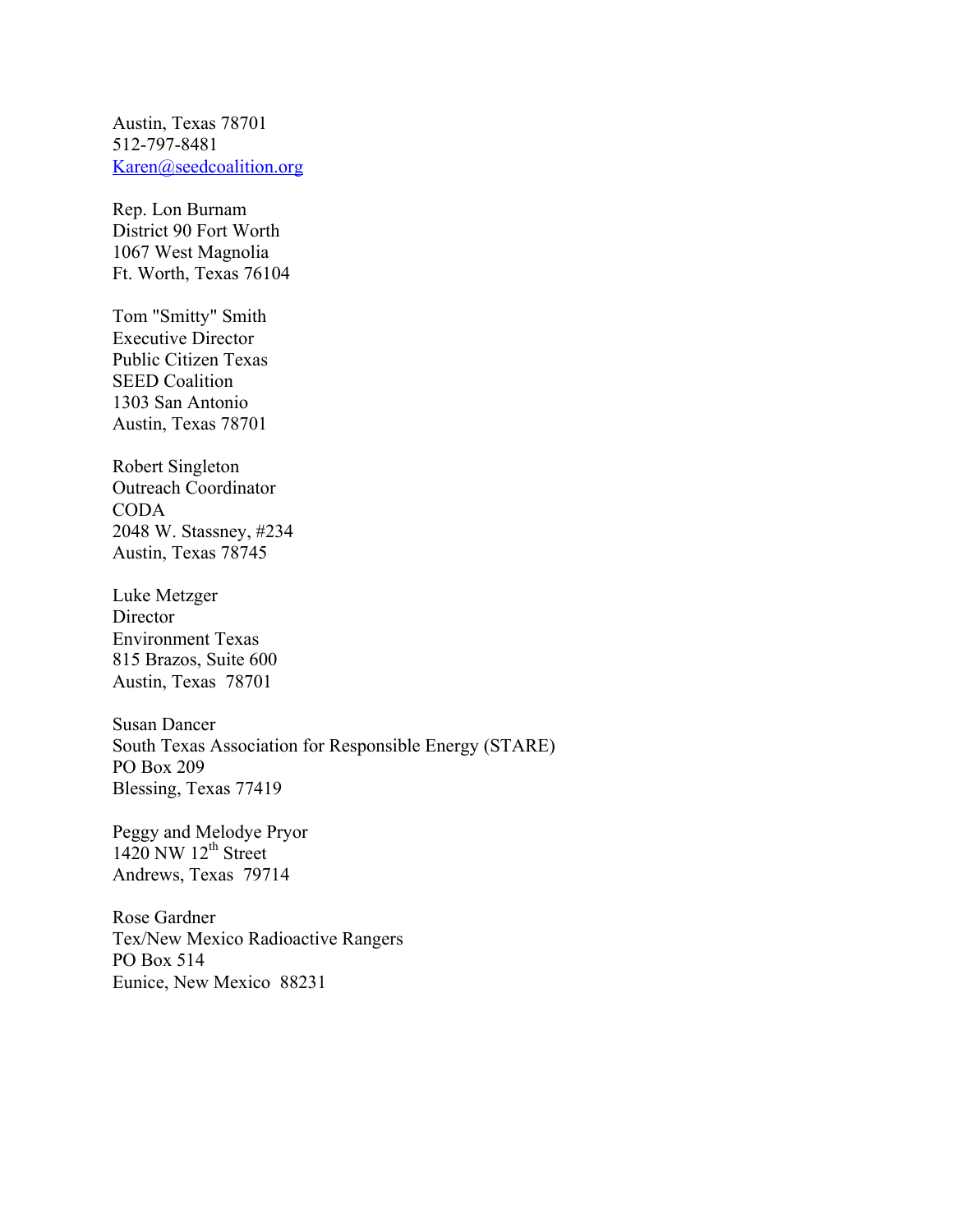Austin, Texas 78701
512-797-8481
Karen@seedcoalition.org

Rep. Lon Burnam
District 90 Fort Worth
1067 West Magnolia
Ft. Worth, Texas 76104

Tom "Smitty" Smith
Executive Director
Public Citizen Texas
SEED Coalition
1303 San Antonio
Austin, Texas 78701

Robert Singleton
Outreach Coordinator
CODA
2048 W. Stassney, #234
Austin, Texas 78745

Luke Metzger
Director
Environment Texas
815 Brazos, Suite 600
Austin, Texas 78701

Susan Dancer
South Texas Association for Responsible Energy (STARE)
PO Box 209
Blessing, Texas 77419

Peggy and Melodye Pryor
1420 NW 12th Street
Andrews, Texas 79714

Rose Gardner
Tex/New Mexico Radioactive Rangers
PO Box 514
Eunice, New Mexico 88231